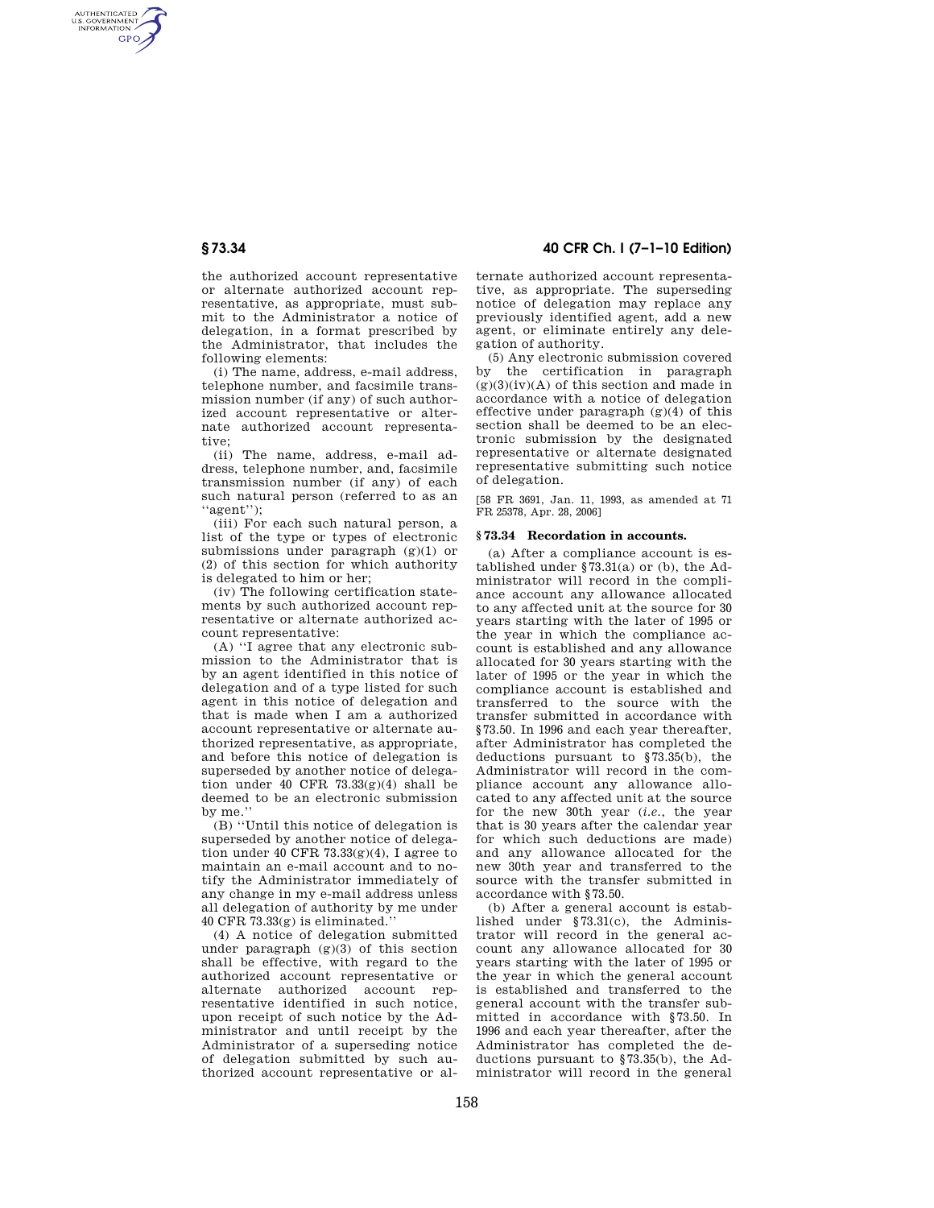the authorized account representative or alternate authorized account representative, as appropriate, must submit to the Administrator a notice of delegation, in a format prescribed by the Administrator, that includes the following elements:

(i) The name, address, e-mail address, telephone number, and facsimile transmission number (if any) of such authorized account representative or alternate authorized account representative;

(ii) The name, address, e-mail address, telephone number, and, facsimile transmission number (if any) of each such natural person (referred to as an "agent");

(iii) For each such natural person, a list of the type or types of electronic submissions under paragraph (g)(1) or (2) of this section for which authority is delegated to him or her;

(iv) The following certification statements by such authorized account representative or alternate authorized account representative:

(A) "I agree that any electronic submission to the Administrator that is by an agent identified in this notice of delegation and of a type listed for such agent in this notice of delegation and that is made when I am a authorized account representative or alternate authorized representative, as appropriate, and before this notice of delegation is superseded by another notice of delegation under 40 CFR 73.33(g)(4) shall be deemed to be an electronic submission by me."

(B) "Until this notice of delegation is superseded by another notice of delegation under 40 CFR 73.33(g)(4), I agree to maintain an e-mail account and to notify the Administrator immediately of any change in my e-mail address unless all delegation of authority by me under 40 CFR 73.33(g) is eliminated."

(4) A notice of delegation submitted under paragraph (g)(3) of this section shall be effective, with regard to the authorized account representative or alternate authorized account representative identified in such notice, upon receipt of such notice by the Administrator and until receipt by the Administrator of a superseding notice of delegation submitted by such authorized account representative or alternate authorized account representative, as appropriate. The superseding notice of delegation may replace any previously identified agent, add a new agent, or eliminate entirely any delegation of authority.

(5) Any electronic submission covered by the certification in paragraph (g)(3)(iv)(A) of this section and made in accordance with a notice of delegation effective under paragraph (g)(4) of this section shall be deemed to be an electronic submission by the designated representative or alternate designated representative submitting such notice of delegation.

[58 FR 3691, Jan. 11, 1993, as amended at 71 FR 25378, Apr. 28, 2006]

## § 73.34 Recordation in accounts.

(a) After a compliance account is established under §73.31(a) or (b), the Administrator will record in the compliance account any allowance allocated to any affected unit at the source for 30 years starting with the later of 1995 or the year in which the compliance account is established and any allowance allocated for 30 years starting with the later of 1995 or the year in which the compliance account is established and transferred to the source with the transfer submitted in accordance with §73.50. In 1996 and each year thereafter, after Administrator has completed the deductions pursuant to §73.35(b), the Administrator will record in the compliance account any allowance allocated to any affected unit at the source for the new 30th year (*i.e.*, the year that is 30 years after the calendar year for which such deductions are made) and any allowance allocated for the new 30th year and transferred to the source with the transfer submitted in accordance with §73.50.

(b) After a general account is established under §73.31(c), the Administrator will record in the general account any allowance allocated for 30 years starting with the later of 1995 or the year in which the general account is established and transferred to the general account with the transfer submitted in accordance with §73.50. In 1996 and each year thereafter, after the Administrator has completed the deductions pursuant to §73.35(b), the Administrator will record in the general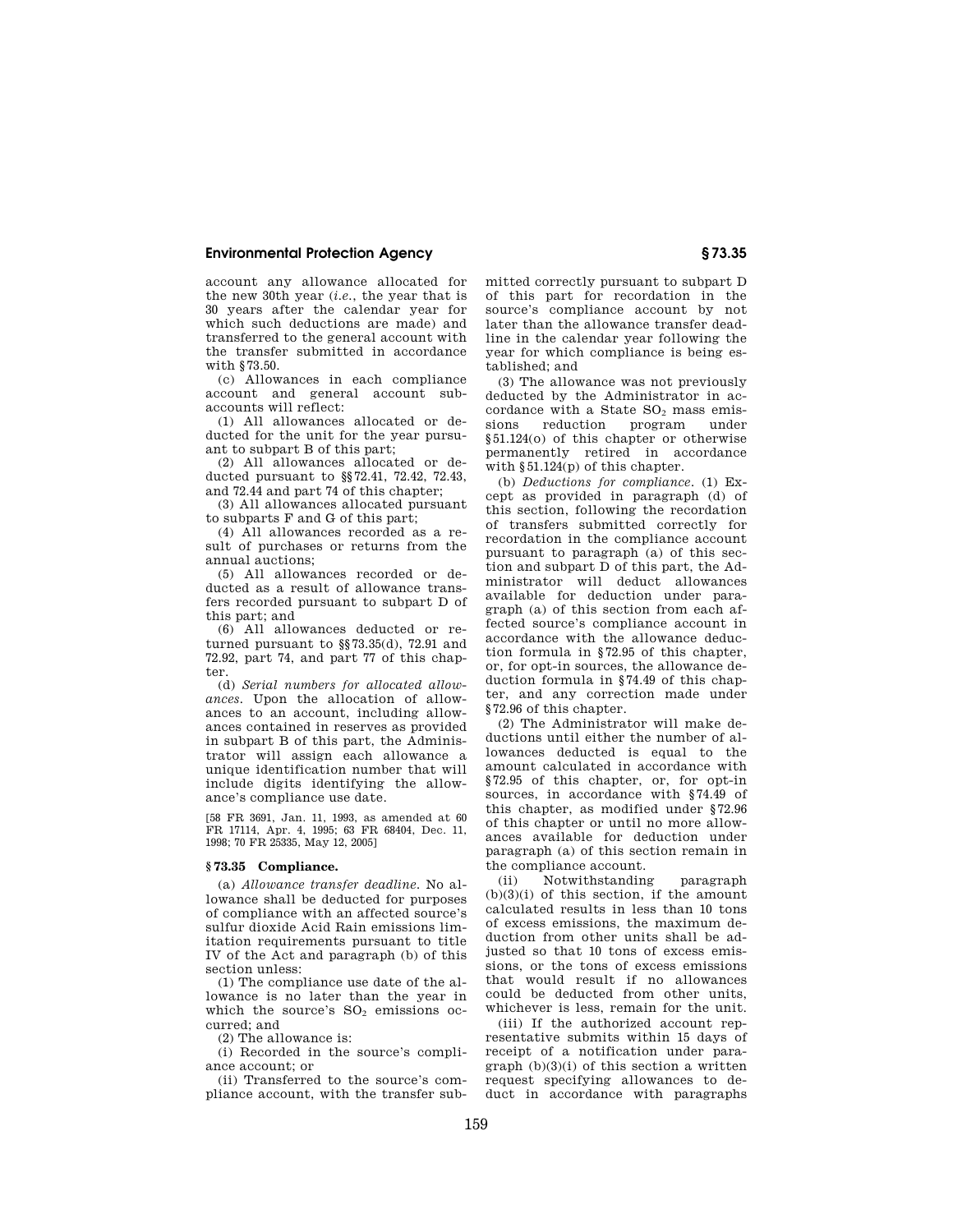account any allowance allocated for the new 30th year (*i.e.*, the year that is 30 years after the calendar year for which such deductions are made) and transferred to the general account with the transfer submitted in accordance with §73.50.

(c) Allowances in each compliance account and general account subaccounts will reflect:

(1) All allowances allocated or deducted for the unit for the year pursuant to subpart B of this part;

(2) All allowances allocated or deducted pursuant to §§72.41, 72.42, 72.43, and 72.44 and part 74 of this chapter;

(3) All allowances allocated pursuant to subparts F and G of this part;

(4) All allowances recorded as a result of purchases or returns from the annual auctions;

(5) All allowances recorded or deducted as a result of allowance transfers recorded pursuant to subpart D of this part; and

(6) All allowances deducted or returned pursuant to §§73.35(d), 72.91 and 72.92, part 74, and part 77 of this chapter.

(d) *Serial numbers for allocated allowances.* Upon the allocation of allowances to an account, including allowances contained in reserves as provided in subpart B of this part, the Administrator will assign each allowance a unique identification number that will include digits identifying the allowance's compliance use date.

[58 FR 3691, Jan. 11, 1993, as amended at 60 FR 17114, Apr. 4, 1995; 63 FR 68404, Dec. 11, 1998; 70 FR 25335, May 12, 2005]

## §73.35 Compliance.

(a) *Allowance transfer deadline.* No allowance shall be deducted for purposes of compliance with an affected source's sulfur dioxide Acid Rain emissions limitation requirements pursuant to title IV of the Act and paragraph (b) of this section unless:

(1) The compliance use date of the allowance is no later than the year in which the source's $SO_2$ emissions occurred; and

(2) The allowance is:

(i) Recorded in the source's compliance account; or

(ii) Transferred to the source's compliance account, with the transfer submitted correctly pursuant to subpart D of this part for recordation in the source's compliance account by not later than the allowance transfer deadline in the calendar year following the year for which compliance is being established; and

(3) The allowance was not previously deducted by the Administrator in accordance with a State $SO_2$ mass emissions reduction program under §51.124(o) of this chapter or otherwise permanently retired in accordance with §51.124(p) of this chapter.

(b) *Deductions for compliance.* (1) Except as provided in paragraph (d) of this section, following the recordation of transfers submitted correctly for recordation in the compliance account pursuant to paragraph (a) of this section and subpart D of this part, the Administrator will deduct allowances available for deduction under paragraph (a) of this section from each affected source's compliance account in accordance with the allowance deduction formula in §72.95 of this chapter, or, for opt-in sources, the allowance deduction formula in §74.49 of this chapter, and any correction made under §72.96 of this chapter.

(2) The Administrator will make deductions until either the number of allowances deducted is equal to the amount calculated in accordance with §72.95 of this chapter, or, for opt-in sources, in accordance with §74.49 of this chapter, as modified under §72.96 of this chapter or until no more allowances available for deduction under paragraph (a) of this section remain in the compliance account.

(ii) Notwithstanding paragraph (b)(3)(i) of this section, if the amount calculated results in less than 10 tons of excess emissions, the maximum deduction from other units shall be adjusted so that 10 tons of excess emissions, or the tons of excess emissions that would result if no allowances could be deducted from other units, whichever is less, remain for the unit.

(iii) If the authorized account representative submits within 15 days of receipt of a notification under paragraph (b)(3)(i) of this section a written request specifying allowances to deduct in accordance with paragraphs